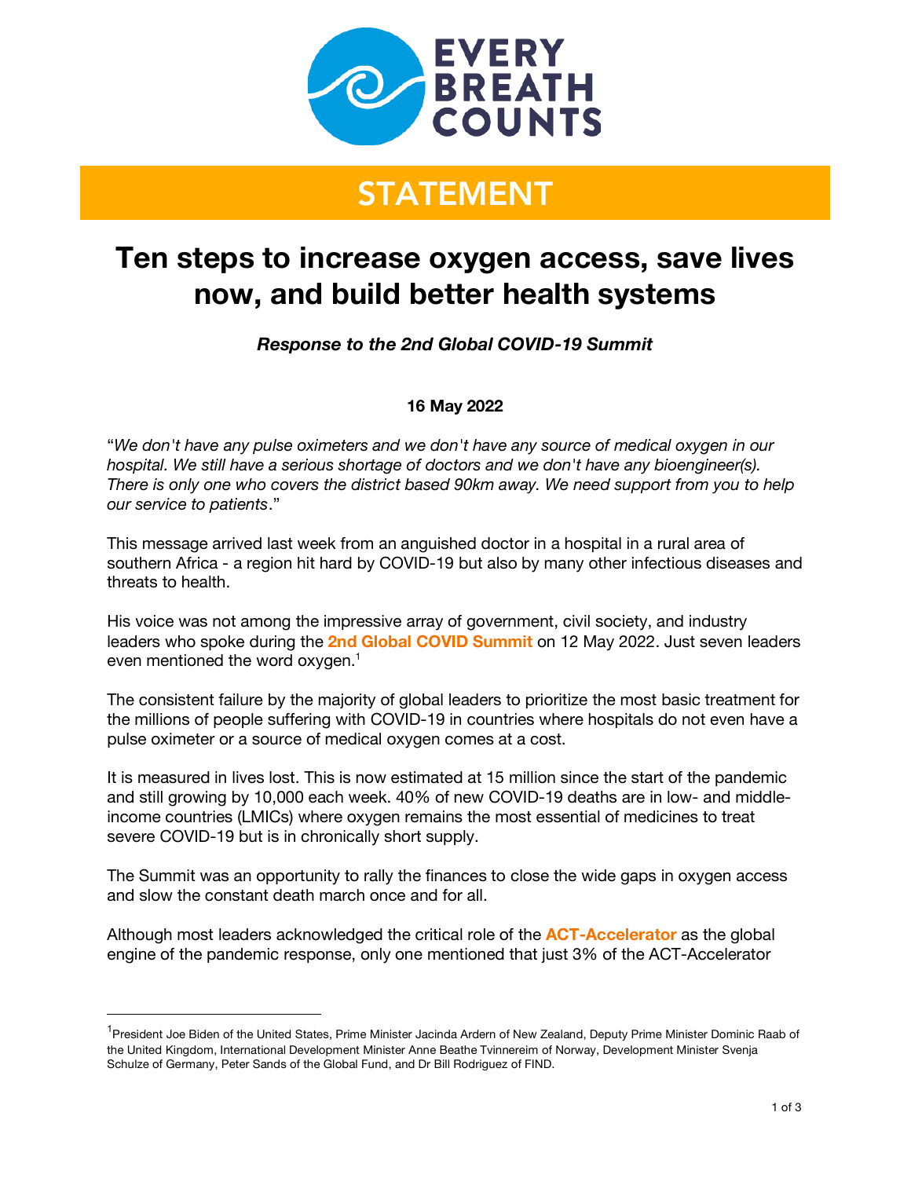EVERY BREATH COUNTS

STATEMENT

# Ten steps to increase oxygen access, save lives now, and build better health systems

***Response to the 2nd Global COVID-19 Summit***

**16 May 2022**

"*We don't have any pulse oximeters and we don't have any source of medical oxygen in our hospital. We still have a serious shortage of doctors and we don't have any bioengineer(s). There is only one who covers the district based 90km away. We need support from you to help our service to patients*."

This message arrived last week from an anguished doctor in a hospital in a rural area of southern Africa - a region hit hard by COVID-19 but also by many other infectious diseases and threats to health.

His voice was not among the impressive array of government, civil society, and industry leaders who spoke during the **2nd Global COVID Summit** on 12 May 2022. Just seven leaders even mentioned the word oxygen.[1]

The consistent failure by the majority of global leaders to prioritize the most basic treatment for the millions of people suffering with COVID-19 in countries where hospitals do not even have a pulse oximeter or a source of medical oxygen comes at a cost.

It is measured in lives lost. This is now estimated at 15 million since the start of the pandemic and still growing by 10,000 each week. 40% of new COVID-19 deaths are in low- and middle-income countries (LMICs) where oxygen remains the most essential of medicines to treat severe COVID-19 but is in chronically short supply.

The Summit was an opportunity to rally the finances to close the wide gaps in oxygen access and slow the constant death march once and for all.

Although most leaders acknowledged the critical role of the **ACT-Accelerator** as the global engine of the pandemic response, only one mentioned that just 3% of the ACT-Accelerator

---

[1] President Joe Biden of the United States, Prime Minister Jacinda Ardern of New Zealand, Deputy Prime Minister Dominic Raab of the United Kingdom, International Development Minister Anne Beathe Tvinnereim of Norway, Development Minister Svenja Schulze of Germany, Peter Sands of the Global Fund, and Dr Bill Rodriguez of FIND.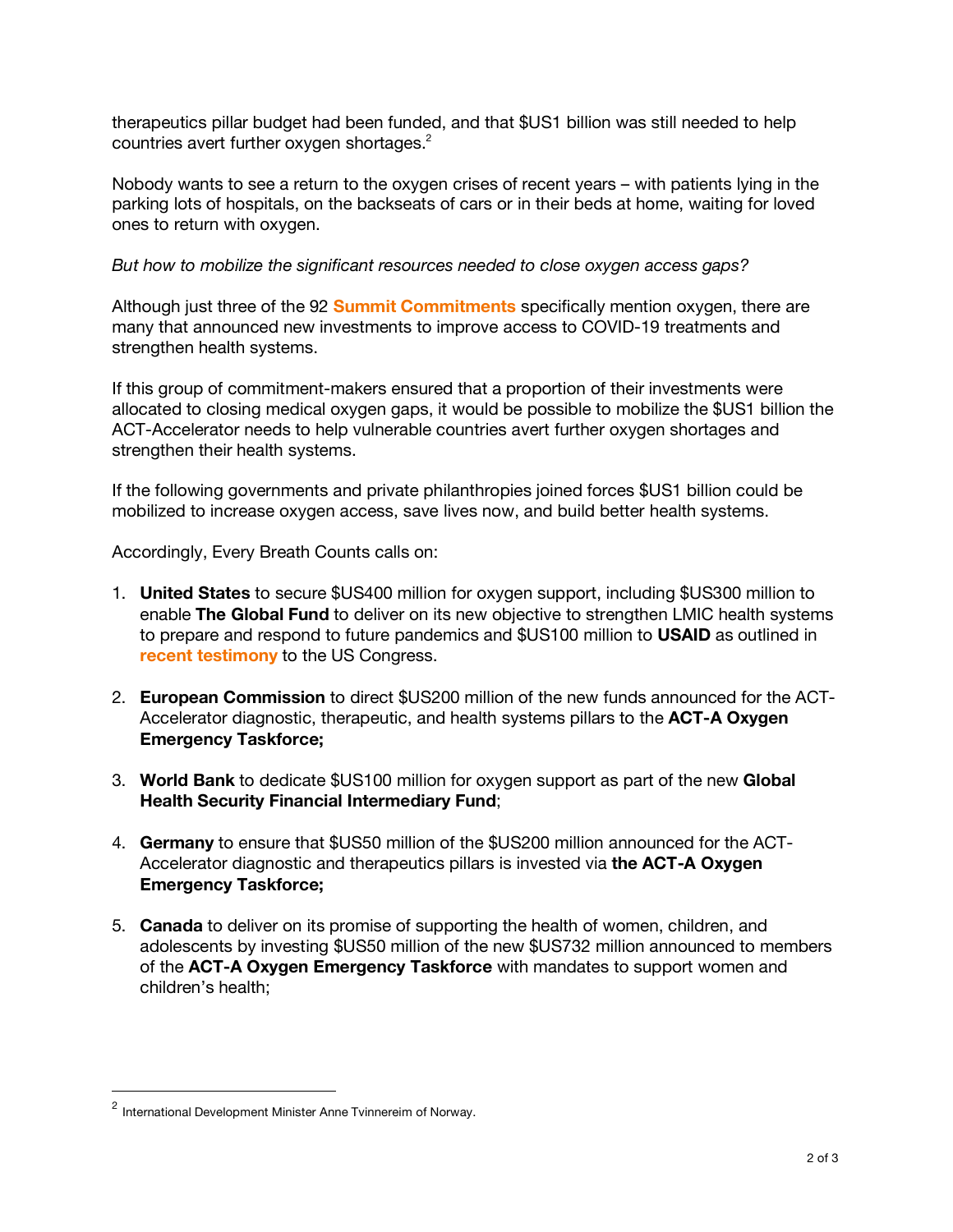therapeutics pillar budget had been funded, and that $US1 billion was still needed to help countries avert further oxygen shortages.[2]

Nobody wants to see a return to the oxygen crises of recent years – with patients lying in the parking lots of hospitals, on the backseats of cars or in their beds at home, waiting for loved ones to return with oxygen.

*But how to mobilize the significant resources needed to close oxygen access gaps?*

Although just three of the 92 **Summit Commitments** specifically mention oxygen, there are many that announced new investments to improve access to COVID-19 treatments and strengthen health systems.

If this group of commitment-makers ensured that a proportion of their investments were allocated to closing medical oxygen gaps, it would be possible to mobilize the $US1 billion the ACT-Accelerator needs to help vulnerable countries avert further oxygen shortages and strengthen their health systems.

If the following governments and private philanthropies joined forces $US1 billion could be mobilized to increase oxygen access, save lives now, and build better health systems.

Accordingly, Every Breath Counts calls on:

1. **United States** to secure $US400 million for oxygen support, including $US300 million to enable **The Global Fund** to deliver on its new objective to strengthen LMIC health systems to prepare and respond to future pandemics and $US100 million to **USAID** as outlined in **recent testimony** to the US Congress.

2. **European Commission** to direct $US200 million of the new funds announced for the ACT-Accelerator diagnostic, therapeutic, and health systems pillars to the **ACT-A Oxygen Emergency Taskforce;**

3. **World Bank** to dedicate $US100 million for oxygen support as part of the new **Global Health Security Financial Intermediary Fund**;

4. **Germany** to ensure that $US50 million of the $US200 million announced for the ACT-Accelerator diagnostic and therapeutics pillars is invested via **the ACT-A Oxygen Emergency Taskforce;**

5. **Canada** to deliver on its promise of supporting the health of women, children, and adolescents by investing $US50 million of the new $US732 million announced to members of the **ACT-A Oxygen Emergency Taskforce** with mandates to support women and children's health;

---

[2] International Development Minister Anne Tvinnereim of Norway.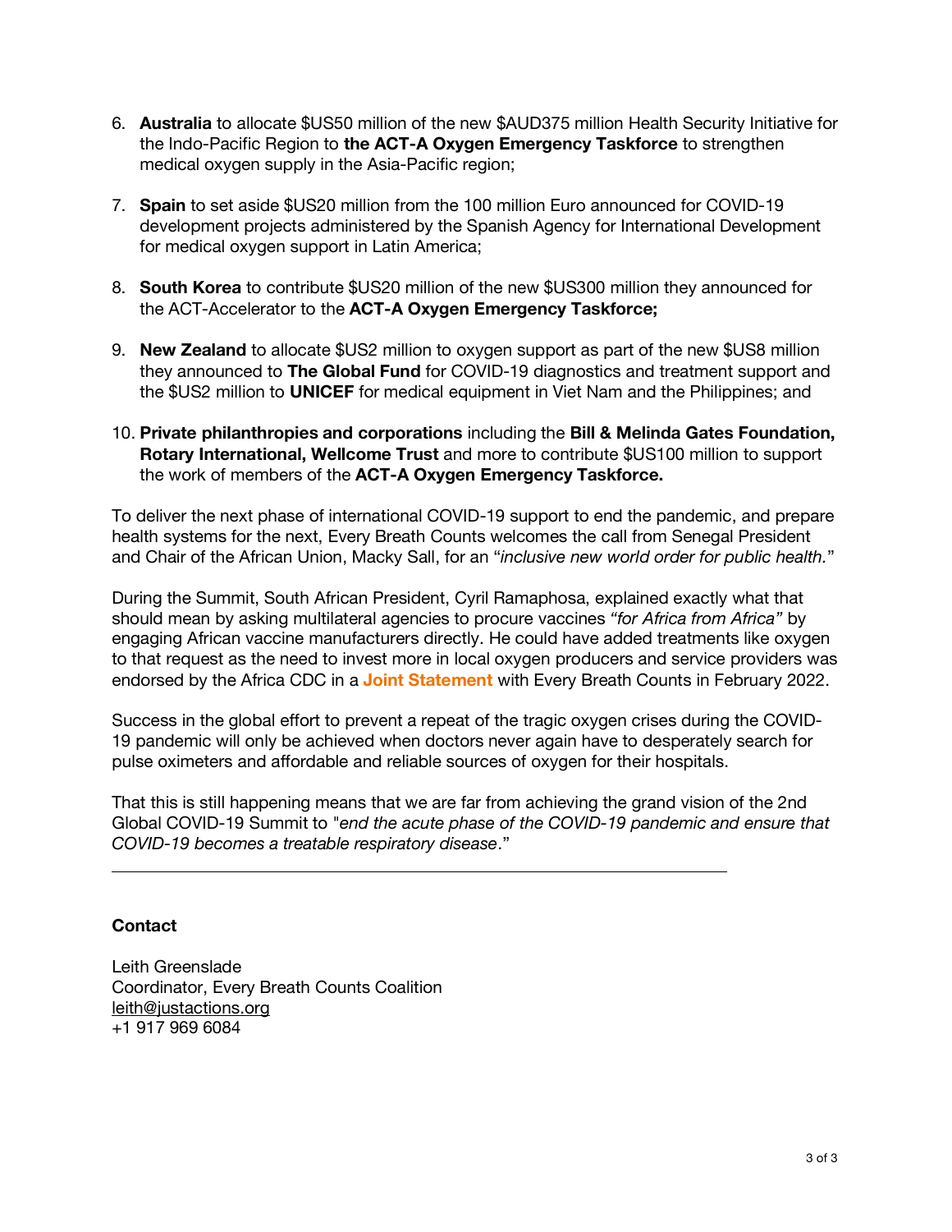6. **Australia** to allocate $US50 million of the new $AUD375 million Health Security Initiative for the Indo-Pacific Region to **the ACT-A Oxygen Emergency Taskforce** to strengthen medical oxygen supply in the Asia-Pacific region;

7. **Spain** to set aside $US20 million from the 100 million Euro announced for COVID-19 development projects administered by the Spanish Agency for International Development for medical oxygen support in Latin America;

8. **South Korea** to contribute $US20 million of the new $US300 million they announced for the ACT-Accelerator to the **ACT-A Oxygen Emergency Taskforce;**

9. **New Zealand** to allocate $US2 million to oxygen support as part of the new $US8 million they announced to **The Global Fund** for COVID-19 diagnostics and treatment support and the $US2 million to **UNICEF** for medical equipment in Viet Nam and the Philippines; and

10. **Private philanthropies and corporations** including the **Bill & Melinda Gates Foundation, Rotary International, Wellcome Trust** and more to contribute $US100 million to support the work of members of the **ACT-A Oxygen Emergency Taskforce.**

To deliver the next phase of international COVID-19 support to end the pandemic, and prepare health systems for the next, Every Breath Counts welcomes the call from Senegal President and Chair of the African Union, Macky Sall, for an "*inclusive new world order for public health.*"

During the Summit, South African President, Cyril Ramaphosa, explained exactly what that should mean by asking multilateral agencies to procure vaccines *"for Africa from Africa"* by engaging African vaccine manufacturers directly. He could have added treatments like oxygen to that request as the need to invest more in local oxygen producers and service providers was endorsed by the Africa CDC in a **Joint Statement** with Every Breath Counts in February 2022.

Success in the global effort to prevent a repeat of the tragic oxygen crises during the COVID-19 pandemic will only be achieved when doctors never again have to desperately search for pulse oximeters and affordable and reliable sources of oxygen for their hospitals.

That this is still happening means that we are far from achieving the grand vision of the 2nd Global COVID-19 Summit to "*end the acute phase of the COVID-19 pandemic and ensure that COVID-19 becomes a treatable respiratory disease*."

---

**Contact**

Leith Greenslade
Coordinator, Every Breath Counts Coalition
leith@justactions.org
+1 917 969 6084